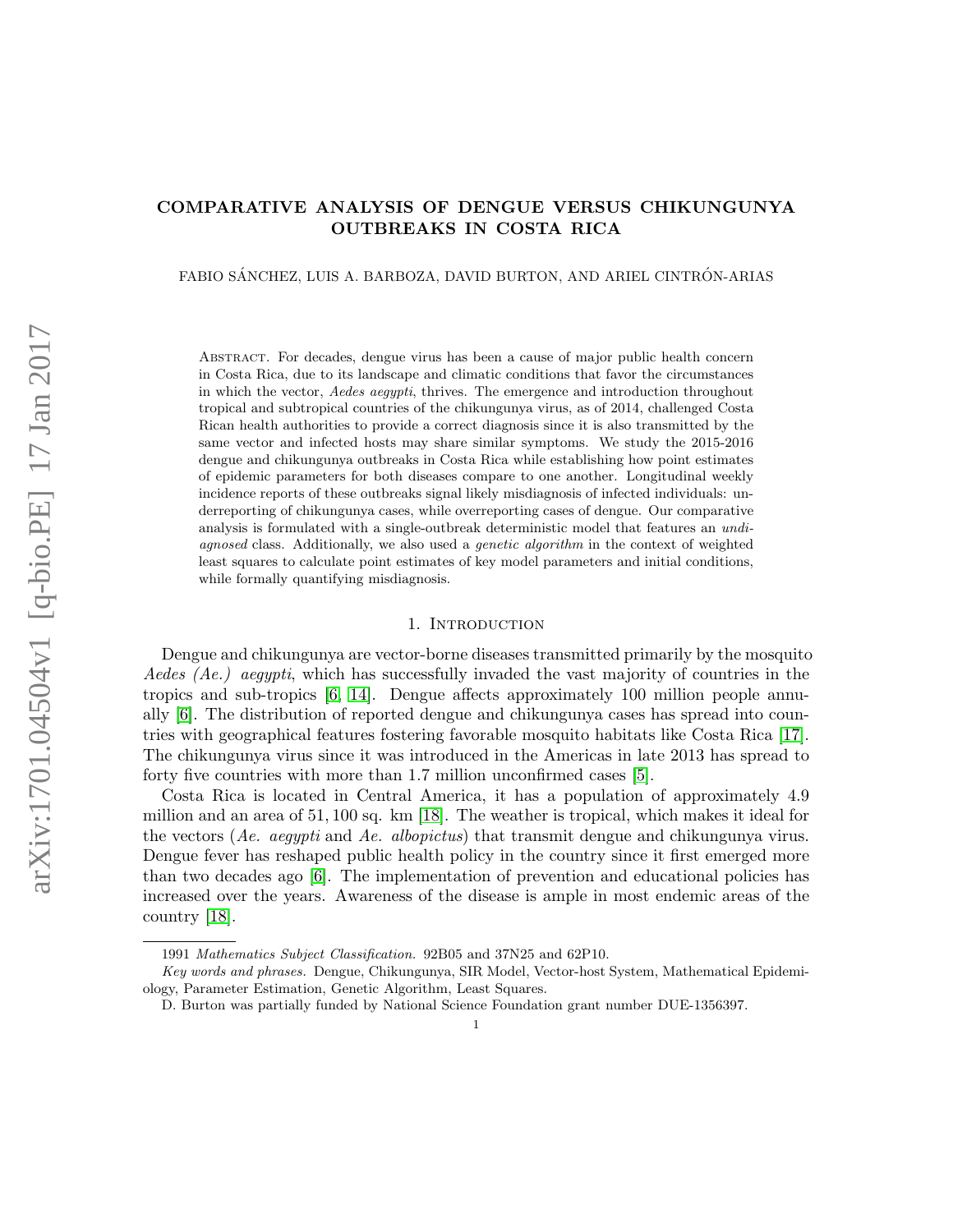# COMPARATIVE ANALYSIS OF DENGUE VERSUS CHIKUNGUNYA OUTBREAKS IN COSTA RICA

FABIO SÁNCHEZ, LUIS A. BARBOZA, DAVID BURTON, AND ARIEL CINTRÓN-ARIAS

Abstract. For decades, dengue virus has been a cause of major public health concern in Costa Rica, due to its landscape and climatic conditions that favor the circumstances in which the vector, *Aedes aegypti*, thrives. The emergence and introduction throughout tropical and subtropical countries of the chikungunya virus, as of 2014, challenged Costa Rican health authorities to provide a correct diagnosis since it is also transmitted by the same vector and infected hosts may share similar symptoms. We study the 2015-2016 dengue and chikungunya outbreaks in Costa Rica while establishing how point estimates of epidemic parameters for both diseases compare to one another. Longitudinal weekly incidence reports of these outbreaks signal likely misdiagnosis of infected individuals: underreporting of chikungunya cases, while overreporting cases of dengue. Our comparative analysis is formulated with a single-outbreak deterministic model that features an *undiagnosed* class. Additionally, we also used a *genetic algorithm* in the context of weighted least squares to calculate point estimates of key model parameters and initial conditions, while formally quantifying misdiagnosis.

## 1. Introduction

Dengue and chikungunya are vector-borne diseases transmitted primarily by the mosquito *Aedes (Ae.) aegypti*, which has successfully invaded the vast majority of countries in the tropics and sub-tropics [6, 14]. Dengue affects approximately 100 million people annually [6]. The distribution of reported dengue and chikungunya cases has spread into countries with geographical features fostering favorable mosquito habitats like Costa Rica [17]. The chikungunya virus since it was introduced in the Americas in late 2013 has spread to forty five countries with more than 1.7 million unconfirmed cases [5].

Costa Rica is located in Central America, it has a population of approximately 4.9 million and an area of 51,100 sq. km [18]. The weather is tropical, which makes it ideal for the vectors (*Ae. aegypti* and *Ae. albopictus*) that transmit dengue and chikungunya virus. Dengue fever has reshaped public health policy in the country since it first emerged more than two decades ago [6]. The implementation of prevention and educational policies has increased over the years. Awareness of the disease is ample in most endemic areas of the country [18].

---

1991 *Mathematics Subject Classification.* 92B05 and 37N25 and 62P10.

*Key words and phrases.* Dengue, Chikungunya, SIR Model, Vector-host System, Mathematical Epidemiology, Parameter Estimation, Genetic Algorithm, Least Squares.

D. Burton was partially funded by National Science Foundation grant number DUE-1356397.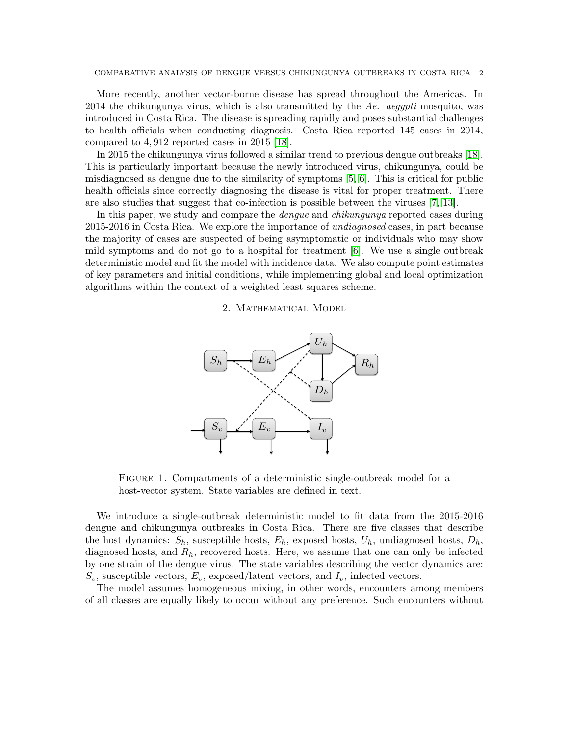More recently, another vector-borne disease has spread throughout the Americas. In 2014 the chikungunya virus, which is also transmitted by the *Ae. aegypti* mosquito, was introduced in Costa Rica. The disease is spreading rapidly and poses substantial challenges to health officials when conducting diagnosis. Costa Rica reported 145 cases in 2014, compared to 4,912 reported cases in 2015 [18].

In 2015 the chikungunya virus followed a similar trend to previous dengue outbreaks [18]. This is particularly important because the newly introduced virus, chikungunya, could be misdiagnosed as dengue due to the similarity of symptoms [5, 6]. This is critical for public health officials since correctly diagnosing the disease is vital for proper treatment. There are also studies that suggest that co-infection is possible between the viruses [7, 13].

In this paper, we study and compare the *dengue* and *chikungunya* reported cases during 2015-2016 in Costa Rica. We explore the importance of *undiagnosed* cases, in part because the majority of cases are suspected of being asymptomatic or individuals who may show mild symptoms and do not go to a hospital for treatment [6]. We use a single outbreak deterministic model and fit the model with incidence data. We also compute point estimates of key parameters and initial conditions, while implementing global and local optimization algorithms within the context of a weighted least squares scheme.

## 2. Mathematical Model

$S_h$

$E_h$

$U_h$

$R_h$

$D_h$

$S_v$

$E_v$

$I_v$

Figure 1. Compartments of a deterministic single-outbreak model for a host-vector system. State variables are defined in text.

We introduce a single-outbreak deterministic model to fit data from the 2015-2016 dengue and chikungunya outbreaks in Costa Rica. There are five classes that describe the host dynamics: $S_h$, susceptible hosts, $E_h$, exposed hosts, $U_h$, undiagnosed hosts, $D_h$, diagnosed hosts, and $R_h$, recovered hosts. Here, we assume that one can only be infected by one strain of the dengue virus. The state variables describing the vector dynamics are: $S_v$, susceptible vectors, $E_v$, exposed/latent vectors, and $I_v$, infected vectors.

The model assumes homogeneous mixing, in other words, encounters among members of all classes are equally likely to occur without any preference. Such encounters without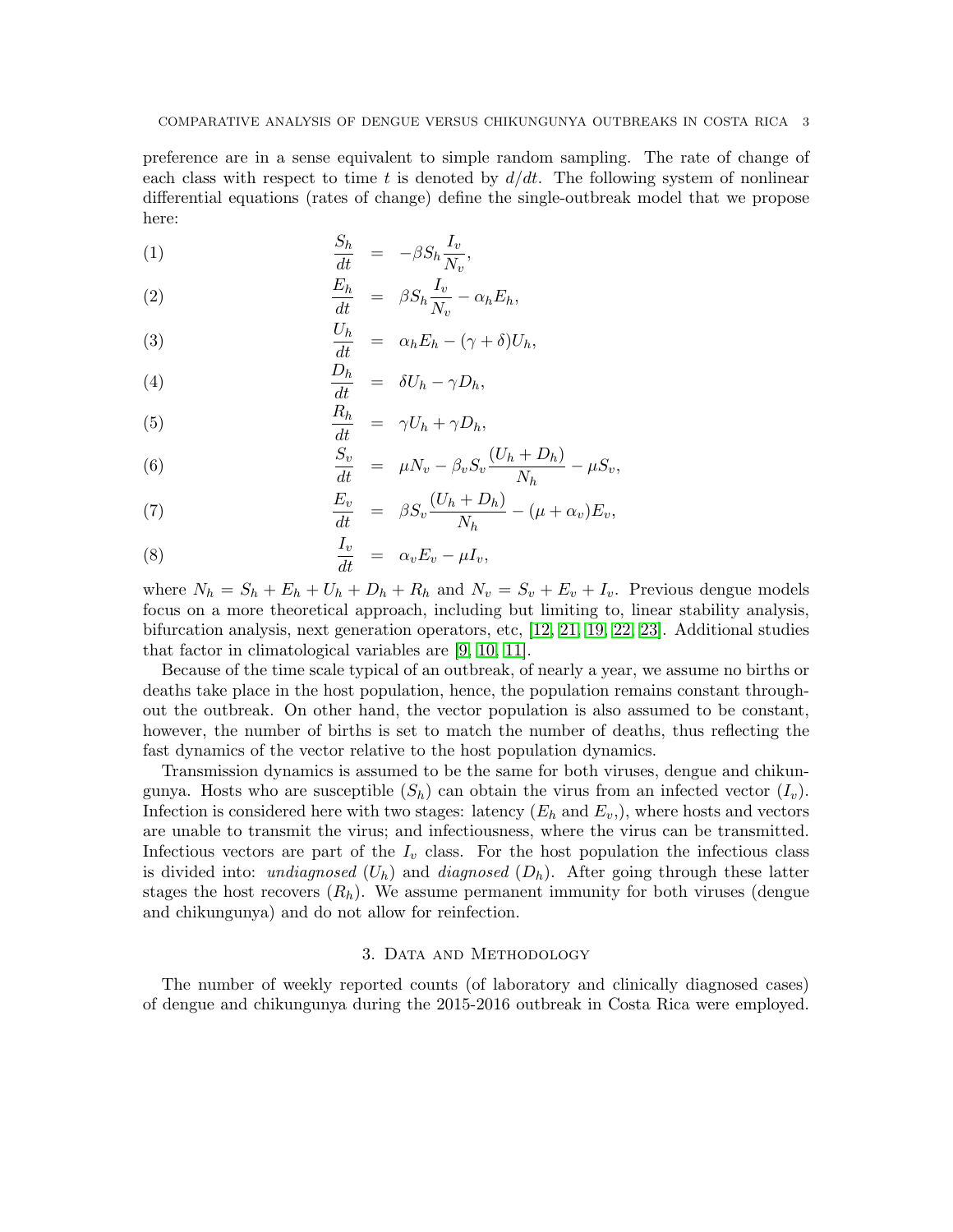preference are in a sense equivalent to simple random sampling. The rate of change of each class with respect to time $t$ is denoted by $d/dt$. The following system of nonlinear differential equations (rates of change) define the single-outbreak model that we propose here:

$$
\begin{aligned}
(1) \qquad \frac{S_h}{dt} &= -\beta S_h \frac{I_v}{N_v}, \\
(2) \qquad \frac{E_h}{dt} &= \beta S_h \frac{I_v}{N_v} - \alpha_h E_h, \\
(3) \qquad \frac{U_h}{dt} &= \alpha_h E_h - (\gamma + \delta) U_h, \\
(4) \qquad \frac{D_h}{dt} &= \delta U_h - \gamma D_h, \\
(5) \qquad \frac{R_h}{dt} &= \gamma U_h + \gamma D_h, \\
(6) \qquad \frac{S_v}{dt} &= \mu N_v - \beta_v S_v \frac{(U_h + D_h)}{N_h} - \mu S_v, \\
(7) \qquad \frac{E_v}{dt} &= \beta S_v \frac{(U_h + D_h)}{N_h} - (\mu + \alpha_v) E_v, \\
(8) \qquad \frac{I_v}{dt} &= \alpha_v E_v - \mu I_v,
\end{aligned}
$$

where $N_h = S_h + E_h + U_h + D_h + R_h$ and $N_v = S_v + E_v + I_v$. Previous dengue models focus on a more theoretical approach, including but limiting to, linear stability analysis, bifurcation analysis, next generation operators, etc, [12, 21, 19, 22, 23]. Additional studies that factor in climatological variables are [9, 10, 11].

Because of the time scale typical of an outbreak, of nearly a year, we assume no births or deaths take place in the host population, hence, the population remains constant throughout the outbreak. On other hand, the vector population is also assumed to be constant, however, the number of births is set to match the number of deaths, thus reflecting the fast dynamics of the vector relative to the host population dynamics.

Transmission dynamics is assumed to be the same for both viruses, dengue and chikungunya. Hosts who are susceptible ($S_h$) can obtain the virus from an infected vector ($I_v$). Infection is considered here with two stages: latency ($E_h$ and $E_v$,), where hosts and vectors are unable to transmit the virus; and infectiousness, where the virus can be transmitted. Infectious vectors are part of the $I_v$ class. For the host population the infectious class is divided into: *undiagnosed* ($U_h$) and *diagnosed* ($D_h$). After going through these latter stages the host recovers ($R_h$). We assume permanent immunity for both viruses (dengue and chikungunya) and do not allow for reinfection.

## 3. Data and Methodology

The number of weekly reported counts (of laboratory and clinically diagnosed cases) of dengue and chikungunya during the 2015-2016 outbreak in Costa Rica were employed.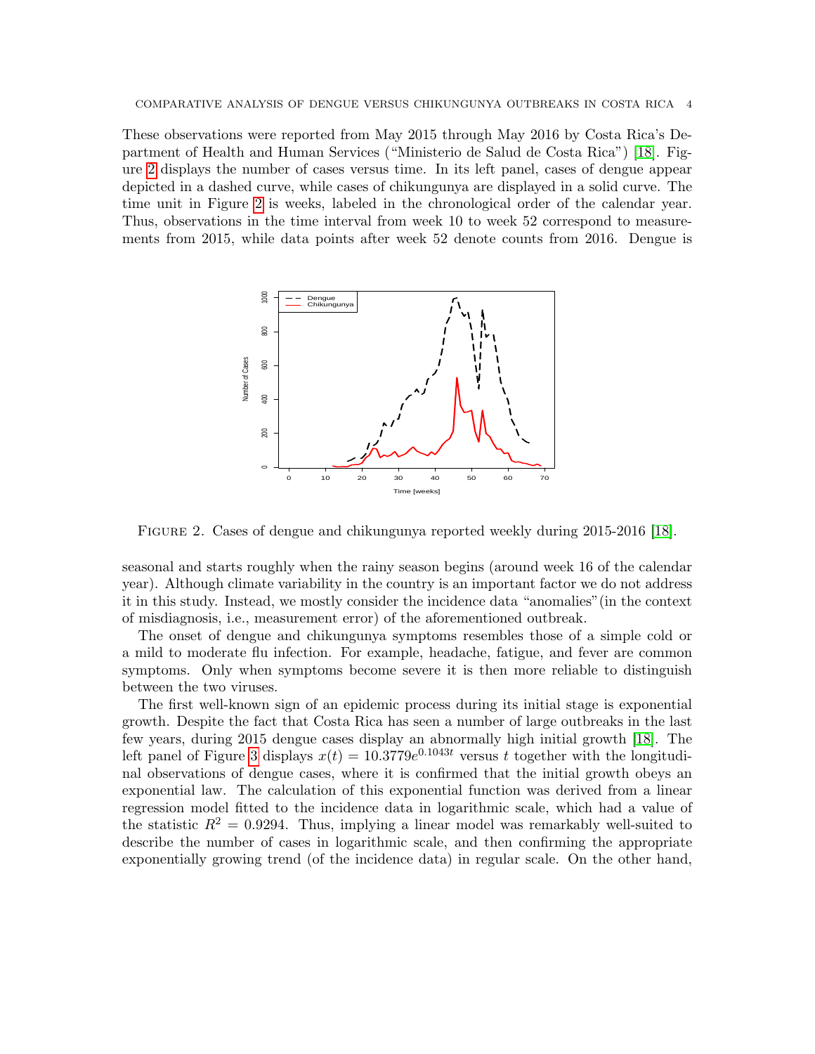These observations were reported from May 2015 through May 2016 by Costa Rica's Department of Health and Human Services ("Ministerio de Salud de Costa Rica") [18]. Figure 2 displays the number of cases versus time. In its left panel, cases of dengue appear depicted in a dashed curve, while cases of chikungunya are displayed in a solid curve. The time unit in Figure 2 is weeks, labeled in the chronological order of the calendar year. Thus, observations in the time interval from week 10 to week 52 correspond to measurements from 2015, while data points after week 52 denote counts from 2016. Dengue is

Dengue
Chikungunya
Number of Cases
0
200
400
600
800
1000
0
10
20
30
40
50
60
70
Time [weeks]

FIGURE 2. Cases of dengue and chikungunya reported weekly during 2015-2016 [18].

seasonal and starts roughly when the rainy season begins (around week 16 of the calendar year). Although climate variability in the country is an important factor we do not address it in this study. Instead, we mostly consider the incidence data "anomalies"(in the context of misdiagnosis, i.e., measurement error) of the aforementioned outbreak.

The onset of dengue and chikungunya symptoms resembles those of a simple cold or a mild to moderate flu infection. For example, headache, fatigue, and fever are common symptoms. Only when symptoms become severe it is then more reliable to distinguish between the two viruses.

The first well-known sign of an epidemic process during its initial stage is exponential growth. Despite the fact that Costa Rica has seen a number of large outbreaks in the last few years, during 2015 dengue cases display an abnormally high initial growth [18]. The left panel of Figure 3 displays $x(t) = 10.3779e^{0.1043t}$ versus $t$ together with the longitudinal observations of dengue cases, where it is confirmed that the initial growth obeys an exponential law. The calculation of this exponential function was derived from a linear regression model fitted to the incidence data in logarithmic scale, which had a value of the statistic $R^2 = 0.9294$. Thus, implying a linear model was remarkably well-suited to describe the number of cases in logarithmic scale, and then confirming the appropriate exponentially growing trend (of the incidence data) in regular scale. On the other hand,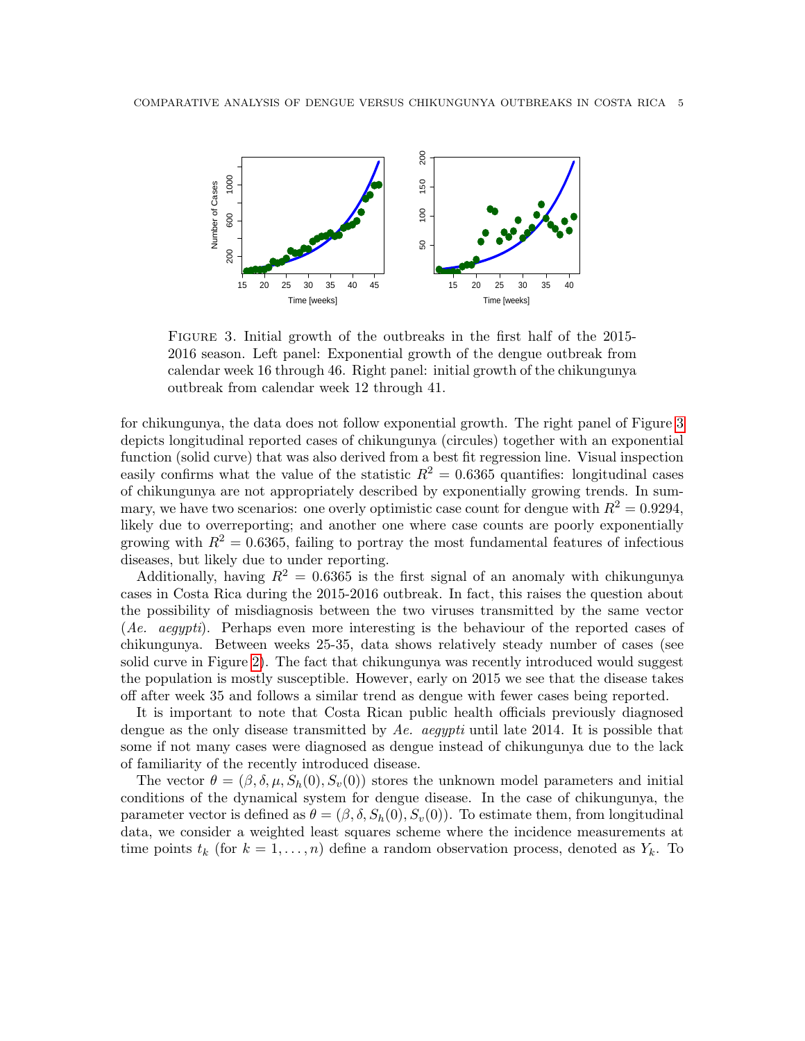Number of Cases

200
600
1000

15 20 25 30 35 40 45

Time [weeks]

50
100
150
200

15 20 25 30 35 40

Time [weeks]

FIGURE 3. Initial growth of the outbreaks in the first half of the 2015-2016 season. Left panel: Exponential growth of the dengue outbreak from calendar week 16 through 46. Right panel: initial growth of the chikungunya outbreak from calendar week 12 through 41.

for chikungunya, the data does not follow exponential growth. The right panel of Figure 3 depicts longitudinal reported cases of chikungunya (circules) together with an exponential function (solid curve) that was also derived from a best fit regression line. Visual inspection easily confirms what the value of the statistic $R^2 = 0.6365$ quantifies: longitudinal cases of chikungunya are not appropriately described by exponentially growing trends. In summary, we have two scenarios: one overly optimistic case count for dengue with $R^2 = 0.9294$, likely due to overreporting; and another one where case counts are poorly exponentially growing with $R^2 = 0.6365$, failing to portray the most fundamental features of infectious diseases, but likely due to under reporting.

Additionally, having $R^2 = 0.6365$ is the first signal of an anomaly with chikungunya cases in Costa Rica during the 2015-2016 outbreak. In fact, this raises the question about the possibility of misdiagnosis between the two viruses transmitted by the same vector (*Ae. aegypti*). Perhaps even more interesting is the behaviour of the reported cases of chikungunya. Between weeks 25-35, data shows relatively steady number of cases (see solid curve in Figure 2). The fact that chikungunya was recently introduced would suggest the population is mostly susceptible. However, early on 2015 we see that the disease takes off after week 35 and follows a similar trend as dengue with fewer cases being reported.

It is important to note that Costa Rican public health officials previously diagnosed dengue as the only disease transmitted by *Ae. aegypti* until late 2014. It is possible that some if not many cases were diagnosed as dengue instead of chikungunya due to the lack of familiarity of the recently introduced disease.

The vector $\theta = (\beta, \delta, \mu, S_h(0), S_v(0))$ stores the unknown model parameters and initial conditions of the dynamical system for dengue disease. In the case of chikungunya, the parameter vector is defined as $\theta = (\beta, \delta, S_h(0), S_v(0))$. To estimate them, from longitudinal data, we consider a weighted least squares scheme where the incidence measurements at time points $t_k$ (for $k = 1, \ldots, n$) define a random observation process, denoted as $Y_k$. To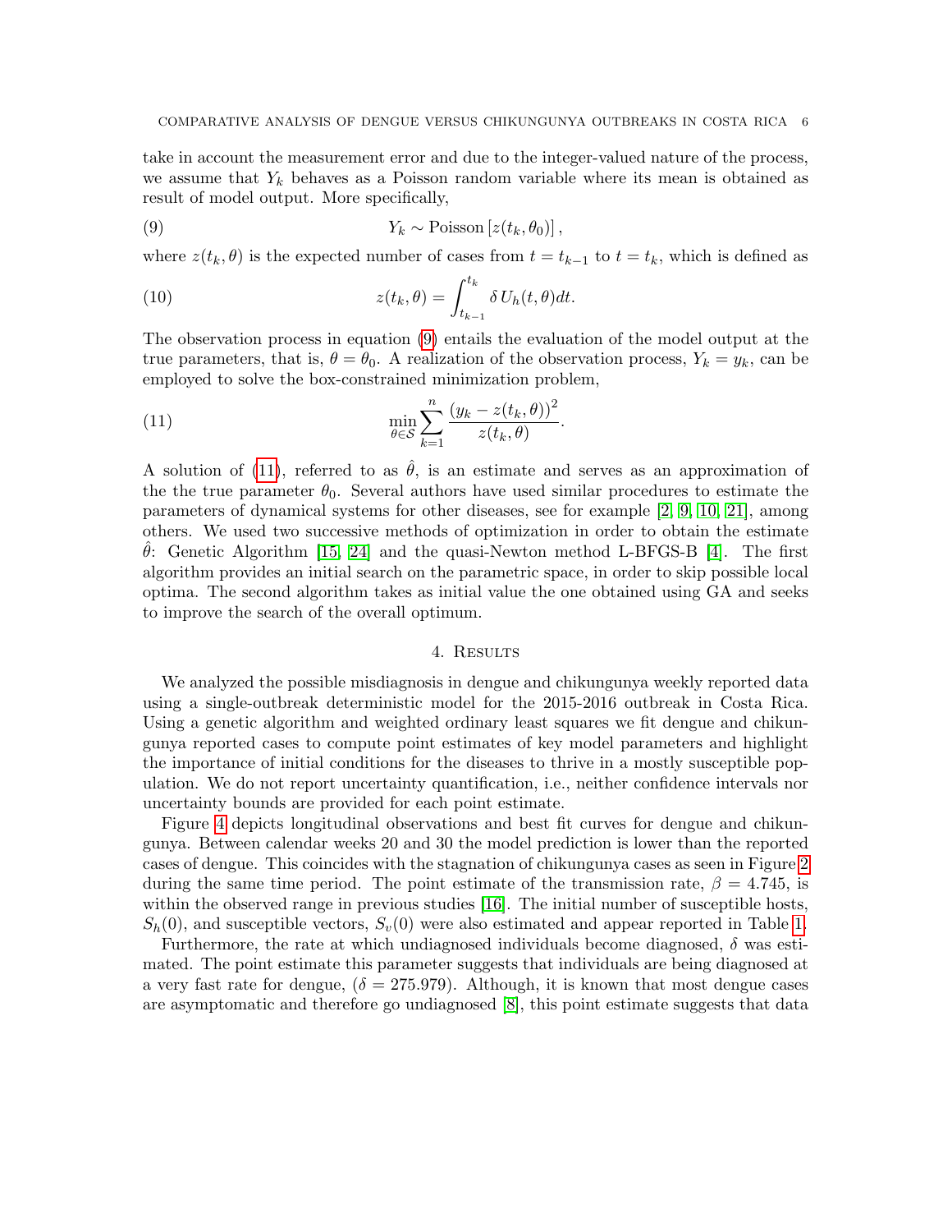take in account the measurement error and due to the integer-valued nature of the process, we assume that $Y_k$ behaves as a Poisson random variable where its mean is obtained as result of model output. More specifically,

$$Y_k \sim \text{Poisson}\left[z(t_k, \theta_0)\right], \tag{9}$$

where $z(t_k, \theta)$ is the expected number of cases from $t = t_{k-1}$ to $t = t_k$, which is defined as

$$z(t_k, \theta) = \int_{t_{k-1}}^{t_k} \delta\, U_h(t, \theta) dt. \tag{10}$$

The observation process in equation (9) entails the evaluation of the model output at the true parameters, that is, $\theta = \theta_0$. A realization of the observation process, $Y_k = y_k$, can be employed to solve the box-constrained minimization problem,

$$\min_{\theta \in \mathcal{S}} \sum_{k=1}^{n} \frac{\left(y_k - z(t_k, \theta)\right)^2}{z(t_k, \theta)}. \tag{11}$$

A solution of (11), referred to as $\hat{\theta}$, is an estimate and serves as an approximation of the the true parameter $\theta_0$. Several authors have used similar procedures to estimate the parameters of dynamical systems for other diseases, see for example [2, 9, 10, 21], among others. We used two successive methods of optimization in order to obtain the estimate $\hat{\theta}$: Genetic Algorithm [15, 24] and the quasi-Newton method L-BFGS-B [4]. The first algorithm provides an initial search on the parametric space, in order to skip possible local optima. The second algorithm takes as initial value the one obtained using GA and seeks to improve the search of the overall optimum.

## 4. Results

We analyzed the possible misdiagnosis in dengue and chikungunya weekly reported data using a single-outbreak deterministic model for the 2015-2016 outbreak in Costa Rica. Using a genetic algorithm and weighted ordinary least squares we fit dengue and chikungunya reported cases to compute point estimates of key model parameters and highlight the importance of initial conditions for the diseases to thrive in a mostly susceptible population. We do not report uncertainty quantification, i.e., neither confidence intervals nor uncertainty bounds are provided for each point estimate.

Figure 4 depicts longitudinal observations and best fit curves for dengue and chikungunya. Between calendar weeks 20 and 30 the model prediction is lower than the reported cases of dengue. This coincides with the stagnation of chikungunya cases as seen in Figure 2 during the same time period. The point estimate of the transmission rate, $\beta = 4.745$, is within the observed range in previous studies [16]. The initial number of susceptible hosts, $S_h(0)$, and susceptible vectors, $S_v(0)$ were also estimated and appear reported in Table 1.

Furthermore, the rate at which undiagnosed individuals become diagnosed, $\delta$ was estimated. The point estimate this parameter suggests that individuals are being diagnosed at a very fast rate for dengue, ($\delta = 275.979$). Although, it is known that most dengue cases are asymptomatic and therefore go undiagnosed [8], this point estimate suggests that data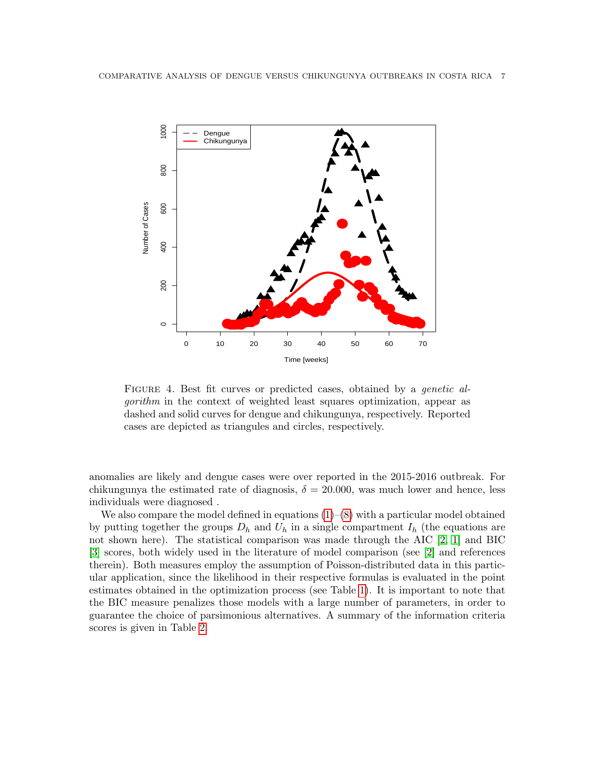FIGURE 4. Best fit curves or predicted cases, obtained by a *genetic algorithm* in the context of weighted least squares optimization, appear as dashed and solid curves for dengue and chikungunya, respectively. Reported cases are depicted as triangules and circles, respectively.

anomalies are likely and dengue cases were over reported in the 2015-2016 outbreak. For chikungunya the estimated rate of diagnosis, $\delta = 20.000$, was much lower and hence, less individuals were diagnosed .

We also compare the model defined in equations (1)–(8) with a particular model obtained by putting together the groups $D_h$ and $U_h$ in a single compartment $I_h$ (the equations are not shown here). The statistical comparison was made through the AIC [2, 1] and BIC [3] scores, both widely used in the literature of model comparison (see [2] and references therein). Both measures employ the assumption of Poisson-distributed data in this particular application, since the likelihood in their respective formulas is evaluated in the point estimates obtained in the optimization process (see Table 1). It is important to note that the BIC measure penalizes those models with a large number of parameters, in order to guarantee the choice of parsimonious alternatives. A summary of the information criteria scores is given in Table 2.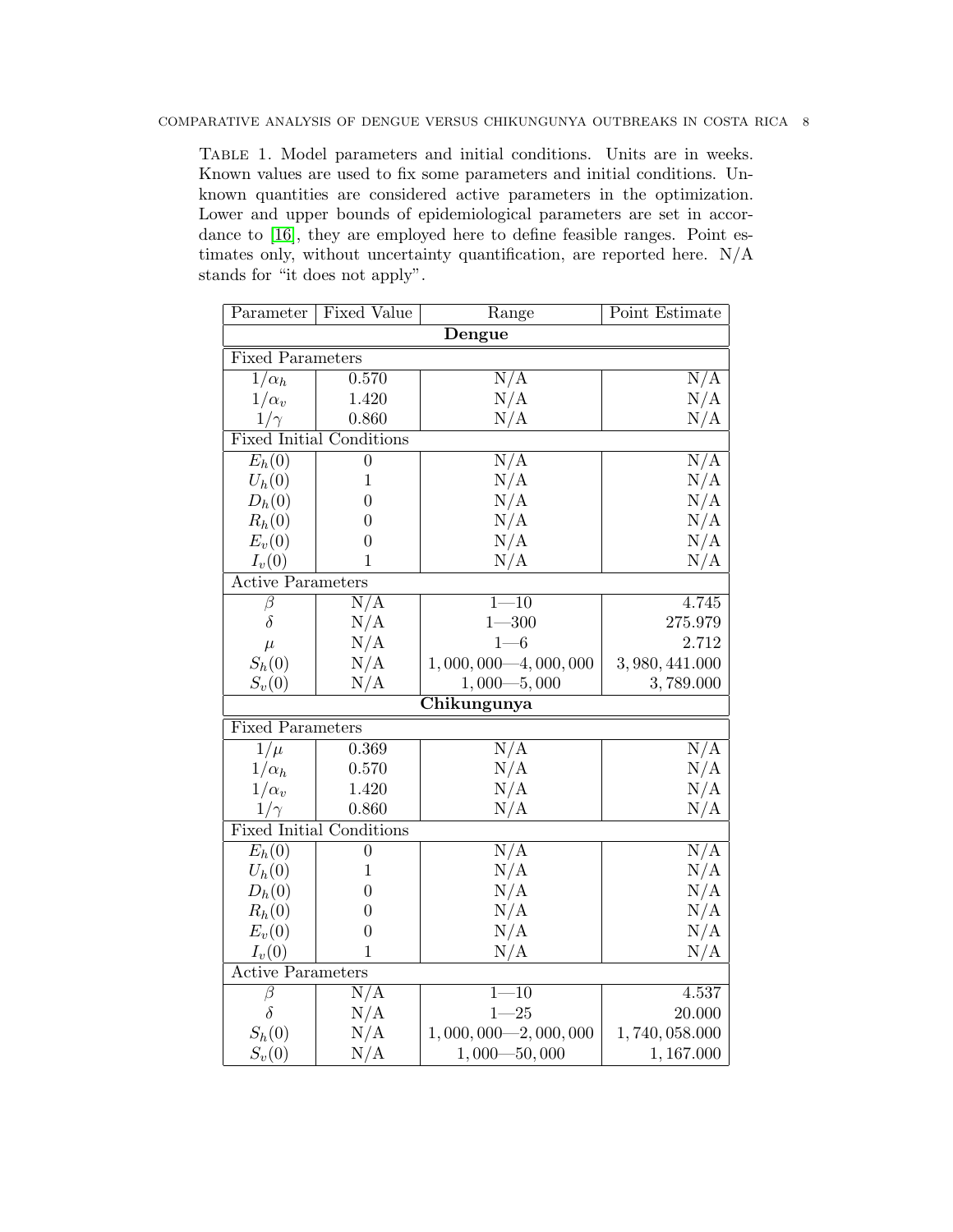Table 1. Model parameters and initial conditions. Units are in weeks. Known values are used to fix some parameters and initial conditions. Unknown quantities are considered active parameters in the optimization. Lower and upper bounds of epidemiological parameters are set in accordance to [16], they are employed here to define feasible ranges. Point estimates only, without uncertainty quantification, are reported here. N/A stands for "it does not apply".

| Parameter | Fixed Value | Range | Point Estimate |
|---|---|---|---|
| **Dengue** | | | |
| Fixed Parameters | | | |
| $1/\alpha_h$ | 0.570 | N/A | N/A |
| $1/\alpha_v$ | 1.420 | N/A | N/A |
| $1/\gamma$ | 0.860 | N/A | N/A |
| Fixed Initial Conditions | | | |
| $E_h(0)$ | 0 | N/A | N/A |
| $U_h(0)$ | 1 | N/A | N/A |
| $D_h(0)$ | 0 | N/A | N/A |
| $R_h(0)$ | 0 | N/A | N/A |
| $E_v(0)$ | 0 | N/A | N/A |
| $I_v(0)$ | 1 | N/A | N/A |
| Active Parameters | | | |
| $\beta$ | N/A | $1$—$10$ | 4.745 |
| $\delta$ | N/A | $1$—$300$ | 275.979 |
| $\mu$ | N/A | $1$—$6$ | 2.712 |
| $S_h(0)$ | N/A | $1,000,000$—$4,000,000$ | $3,980,441.000$ |
| $S_v(0)$ | N/A | $1,000$—$5,000$ | $3,789.000$ |
| **Chikungunya** | | | |
| Fixed Parameters | | | |
| $1/\mu$ | 0.369 | N/A | N/A |
| $1/\alpha_h$ | 0.570 | N/A | N/A |
| $1/\alpha_v$ | 1.420 | N/A | N/A |
| $1/\gamma$ | 0.860 | N/A | N/A |
| Fixed Initial Conditions | | | |
| $E_h(0)$ | 0 | N/A | N/A |
| $U_h(0)$ | 1 | N/A | N/A |
| $D_h(0)$ | 0 | N/A | N/A |
| $R_h(0)$ | 0 | N/A | N/A |
| $E_v(0)$ | 0 | N/A | N/A |
| $I_v(0)$ | 1 | N/A | N/A |
| Active Parameters | | | |
| $\beta$ | N/A | $1$—$10$ | 4.537 |
| $\delta$ | N/A | $1$—$25$ | 20.000 |
| $S_h(0)$ | N/A | $1,000,000$—$2,000,000$ | $1,740,058.000$ |
| $S_v(0)$ | N/A | $1,000$—$50,000$ | $1,167.000$ |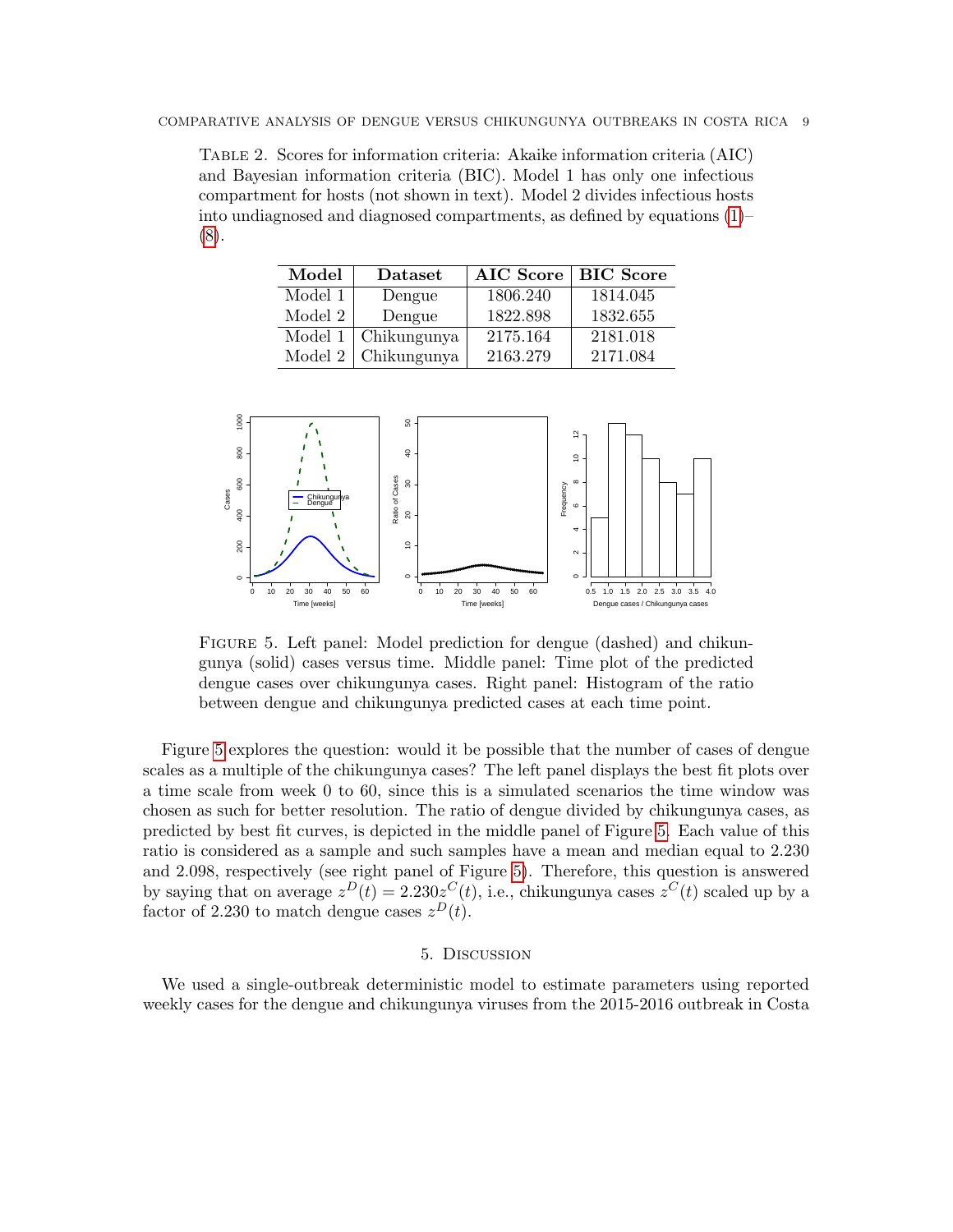TABLE 2. Scores for information criteria: Akaike information criteria (AIC) and Bayesian information criteria (BIC). Model 1 has only one infectious compartment for hosts (not shown in text). Model 2 divides infectious hosts into undiagnosed and diagnosed compartments, as defined by equations (1)–(8).

| Model | Dataset | AIC Score | BIC Score |
|---|---|---|---|
| Model 1 | Dengue | 1806.240 | 1814.045 |
| Model 2 | Dengue | 1822.898 | 1832.655 |
| Model 1 | Chikungunya | 2175.164 | 2181.018 |
| Model 2 | Chikungunya | 2163.279 | 2171.084 |

Cases
0
200
400
600
800
1000
Chikungunya
Dengue
0 10 20 30 40 50 60
Time [weeks]

Ratio of Cases
0
10
20
30
40
50
0 10 20 30 40 50 60
Time [weeks]

Frequency
0
2
4
6
8
10
12
0.5 1.0 1.5 2.0 2.5 3.0 3.5 4.0
Dengue cases / Chikungunya cases

FIGURE 5. Left panel: Model prediction for dengue (dashed) and chikungunya (solid) cases versus time. Middle panel: Time plot of the predicted dengue cases over chikungunya cases. Right panel: Histogram of the ratio between dengue and chikungunya predicted cases at each time point.

Figure 5 explores the question: would it be possible that the number of cases of dengue scales as a multiple of the chikungunya cases? The left panel displays the best fit plots over a time scale from week 0 to 60, since this is a simulated scenarios the time window was chosen as such for better resolution. The ratio of dengue divided by chikungunya cases, as predicted by best fit curves, is depicted in the middle panel of Figure 5. Each value of this ratio is considered as a sample and such samples have a mean and median equal to 2.230 and 2.098, respectively (see right panel of Figure 5). Therefore, this question is answered by saying that on average $z^D(t) = 2.230 z^C(t)$, i.e., chikungunya cases $z^C(t)$ scaled up by a factor of 2.230 to match dengue cases $z^D(t)$.

## 5. DISCUSSION

We used a single-outbreak deterministic model to estimate parameters using reported weekly cases for the dengue and chikungunya viruses from the 2015-2016 outbreak in Costa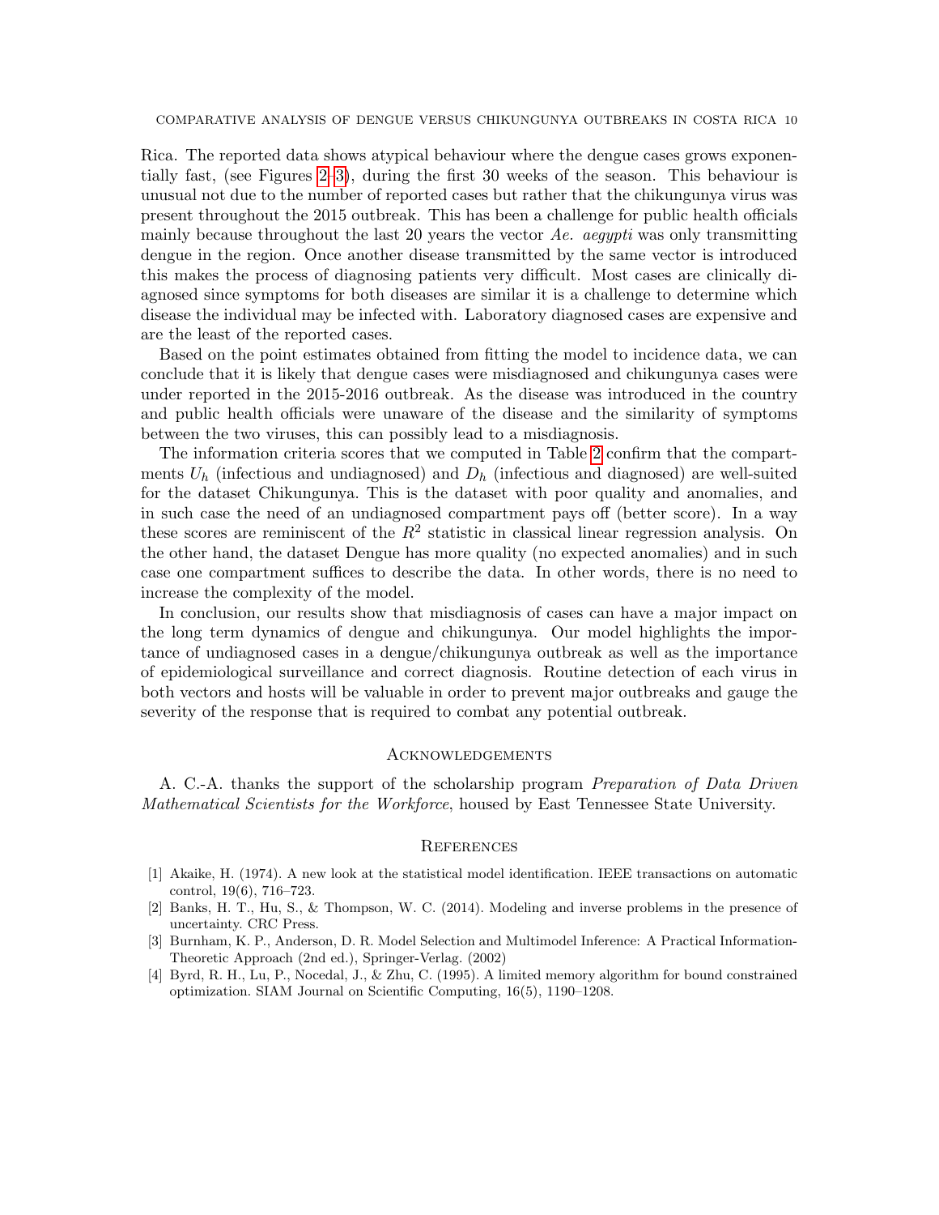Rica. The reported data shows atypical behaviour where the dengue cases grows exponentially fast, (see Figures 2–3), during the first 30 weeks of the season. This behaviour is unusual not due to the number of reported cases but rather that the chikungunya virus was present throughout the 2015 outbreak. This has been a challenge for public health officials mainly because throughout the last 20 years the vector *Ae. aegypti* was only transmitting dengue in the region. Once another disease transmitted by the same vector is introduced this makes the process of diagnosing patients very difficult. Most cases are clinically diagnosed since symptoms for both diseases are similar it is a challenge to determine which disease the individual may be infected with. Laboratory diagnosed cases are expensive and are the least of the reported cases.

Based on the point estimates obtained from fitting the model to incidence data, we can conclude that it is likely that dengue cases were misdiagnosed and chikungunya cases were under reported in the 2015-2016 outbreak. As the disease was introduced in the country and public health officials were unaware of the disease and the similarity of symptoms between the two viruses, this can possibly lead to a misdiagnosis.

The information criteria scores that we computed in Table 2 confirm that the compartments $U_h$ (infectious and undiagnosed) and $D_h$ (infectious and diagnosed) are well-suited for the dataset Chikungunya. This is the dataset with poor quality and anomalies, and in such case the need of an undiagnosed compartment pays off (better score). In a way these scores are reminiscent of the $R^2$ statistic in classical linear regression analysis. On the other hand, the dataset Dengue has more quality (no expected anomalies) and in such case one compartment suffices to describe the data. In other words, there is no need to increase the complexity of the model.

In conclusion, our results show that misdiagnosis of cases can have a major impact on the long term dynamics of dengue and chikungunya. Our model highlights the importance of undiagnosed cases in a dengue/chikungunya outbreak as well as the importance of epidemiological surveillance and correct diagnosis. Routine detection of each virus in both vectors and hosts will be valuable in order to prevent major outbreaks and gauge the severity of the response that is required to combat any potential outbreak.

## Acknowledgements

A. C.-A. thanks the support of the scholarship program *Preparation of Data Driven Mathematical Scientists for the Workforce*, housed by East Tennessee State University.

## References

[1] Akaike, H. (1974). A new look at the statistical model identification. IEEE transactions on automatic control, 19(6), 716–723.

[2] Banks, H. T., Hu, S., & Thompson, W. C. (2014). Modeling and inverse problems in the presence of uncertainty. CRC Press.

[3] Burnham, K. P., Anderson, D. R. Model Selection and Multimodel Inference: A Practical Information-Theoretic Approach (2nd ed.), Springer-Verlag. (2002)

[4] Byrd, R. H., Lu, P., Nocedal, J., & Zhu, C. (1995). A limited memory algorithm for bound constrained optimization. SIAM Journal on Scientific Computing, 16(5), 1190–1208.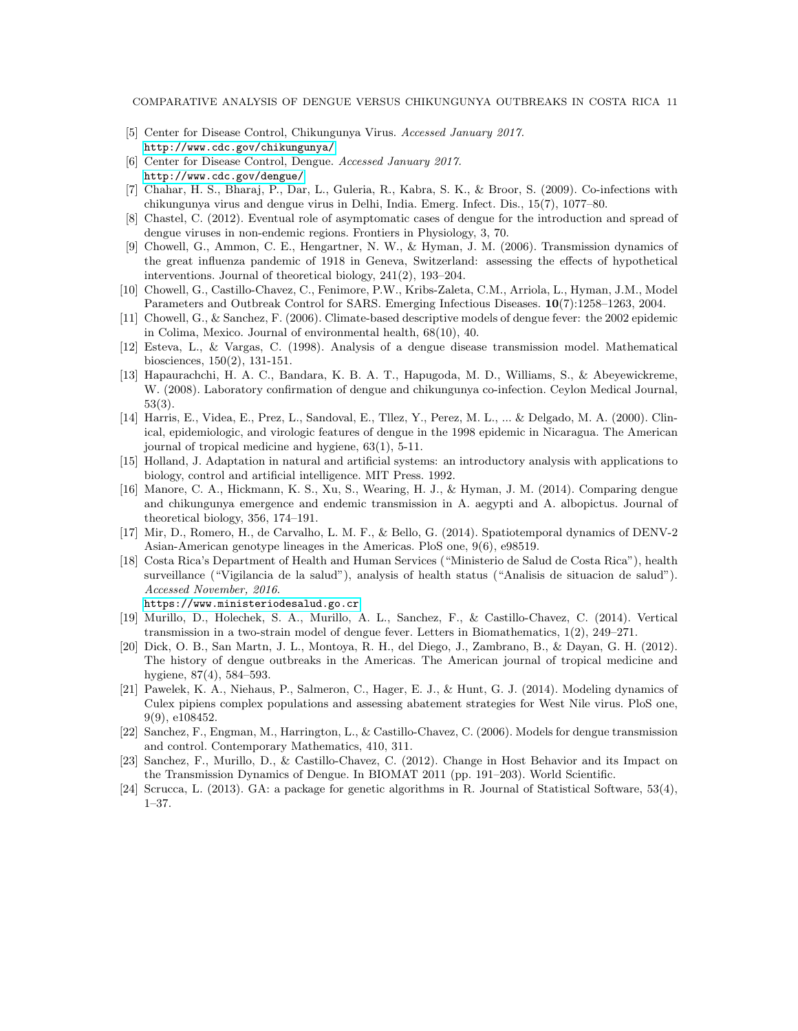[5] Center for Disease Control, Chikungunya Virus. *Accessed January 2017.* http://www.cdc.gov/chikungunya/

[6] Center for Disease Control, Dengue. *Accessed January 2017.* http://www.cdc.gov/dengue/

[7] Chahar, H. S., Bharaj, P., Dar, L., Guleria, R., Kabra, S. K., & Broor, S. (2009). Co-infections with chikungunya virus and dengue virus in Delhi, India. Emerg. Infect. Dis., 15(7), 1077–80.

[8] Chastel, C. (2012). Eventual role of asymptomatic cases of dengue for the introduction and spread of dengue viruses in non-endemic regions. Frontiers in Physiology, 3, 70.

[9] Chowell, G., Ammon, C. E., Hengartner, N. W., & Hyman, J. M. (2006). Transmission dynamics of the great influenza pandemic of 1918 in Geneva, Switzerland: assessing the effects of hypothetical interventions. Journal of theoretical biology, 241(2), 193–204.

[10] Chowell, G., Castillo-Chavez, C., Fenimore, P.W., Kribs-Zaleta, C.M., Arriola, L., Hyman, J.M., Model Parameters and Outbreak Control for SARS. Emerging Infectious Diseases. **10**(7):1258–1263, 2004.

[11] Chowell, G., & Sanchez, F. (2006). Climate-based descriptive models of dengue fever: the 2002 epidemic in Colima, Mexico. Journal of environmental health, 68(10), 40.

[12] Esteva, L., & Vargas, C. (1998). Analysis of a dengue disease transmission model. Mathematical biosciences, 150(2), 131-151.

[13] Hapaurachchi, H. A. C., Bandara, K. B. A. T., Hapugoda, M. D., Williams, S., & Abeyewickreme, W. (2008). Laboratory confirmation of dengue and chikungunya co-infection. Ceylon Medical Journal, 53(3).

[14] Harris, E., Videa, E., Prez, L., Sandoval, E., Tllez, Y., Perez, M. L., ... & Delgado, M. A. (2000). Clinical, epidemiologic, and virologic features of dengue in the 1998 epidemic in Nicaragua. The American journal of tropical medicine and hygiene, 63(1), 5-11.

[15] Holland, J. Adaptation in natural and artificial systems: an introductory analysis with applications to biology, control and artificial intelligence. MIT Press. 1992.

[16] Manore, C. A., Hickmann, K. S., Xu, S., Wearing, H. J., & Hyman, J. M. (2014). Comparing dengue and chikungunya emergence and endemic transmission in A. aegypti and A. albopictus. Journal of theoretical biology, 356, 174–191.

[17] Mir, D., Romero, H., de Carvalho, L. M. F., & Bello, G. (2014). Spatiotemporal dynamics of DENV-2 Asian-American genotype lineages in the Americas. PloS one, 9(6), e98519.

[18] Costa Rica's Department of Health and Human Services ("Ministerio de Salud de Costa Rica"), health surveillance ("Vigilancia de la salud"), analysis of health status ("Analisis de situacion de salud"). *Accessed November, 2016.* https://www.ministeriodesalud.go.cr

[19] Murillo, D., Holechek, S. A., Murillo, A. L., Sanchez, F., & Castillo-Chavez, C. (2014). Vertical transmission in a two-strain model of dengue fever. Letters in Biomathematics, 1(2), 249–271.

[20] Dick, O. B., San Martn, J. L., Montoya, R. H., del Diego, J., Zambrano, B., & Dayan, G. H. (2012). The history of dengue outbreaks in the Americas. The American journal of tropical medicine and hygiene, 87(4), 584–593.

[21] Pawelek, K. A., Niehaus, P., Salmeron, C., Hager, E. J., & Hunt, G. J. (2014). Modeling dynamics of Culex pipiens complex populations and assessing abatement strategies for West Nile virus. PloS one, 9(9), e108452.

[22] Sanchez, F., Engman, M., Harrington, L., & Castillo-Chavez, C. (2006). Models for dengue transmission and control. Contemporary Mathematics, 410, 311.

[23] Sanchez, F., Murillo, D., & Castillo-Chavez, C. (2012). Change in Host Behavior and its Impact on the Transmission Dynamics of Dengue. In BIOMAT 2011 (pp. 191–203). World Scientific.

[24] Scrucca, L. (2013). GA: a package for genetic algorithms in R. Journal of Statistical Software, 53(4), 1–37.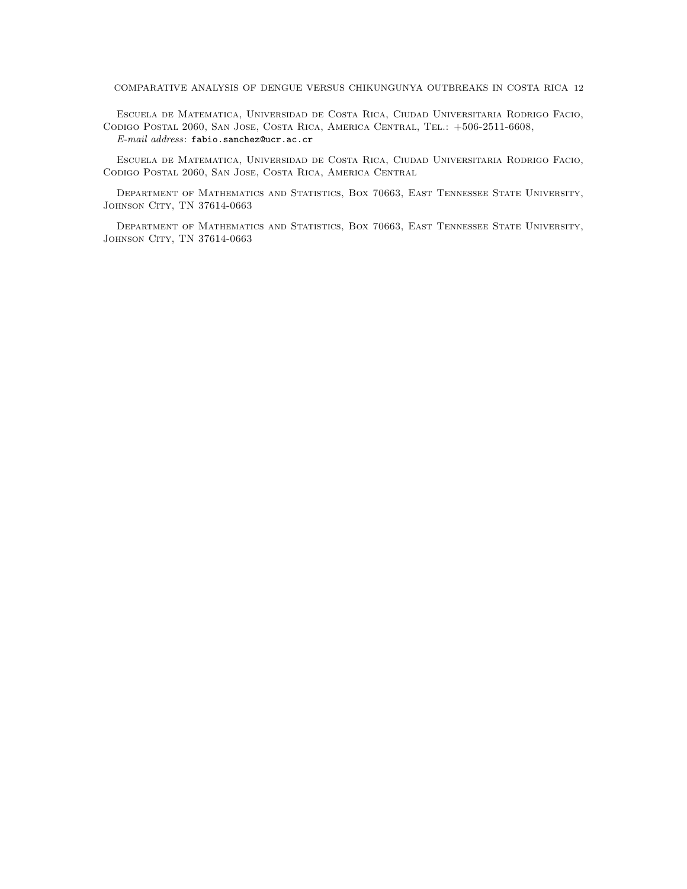Escuela de Matematica, Universidad de Costa Rica, Ciudad Universitaria Rodrigo Facio, Codigo Postal 2060, San Jose, Costa Rica, America Central, Tel.: +506-2511-6608,
*E-mail address*: fabio.sanchez@ucr.ac.cr

Escuela de Matematica, Universidad de Costa Rica, Ciudad Universitaria Rodrigo Facio, Codigo Postal 2060, San Jose, Costa Rica, America Central

Department of Mathematics and Statistics, Box 70663, East Tennessee State University, Johnson City, TN 37614-0663

Department of Mathematics and Statistics, Box 70663, East Tennessee State University, Johnson City, TN 37614-0663